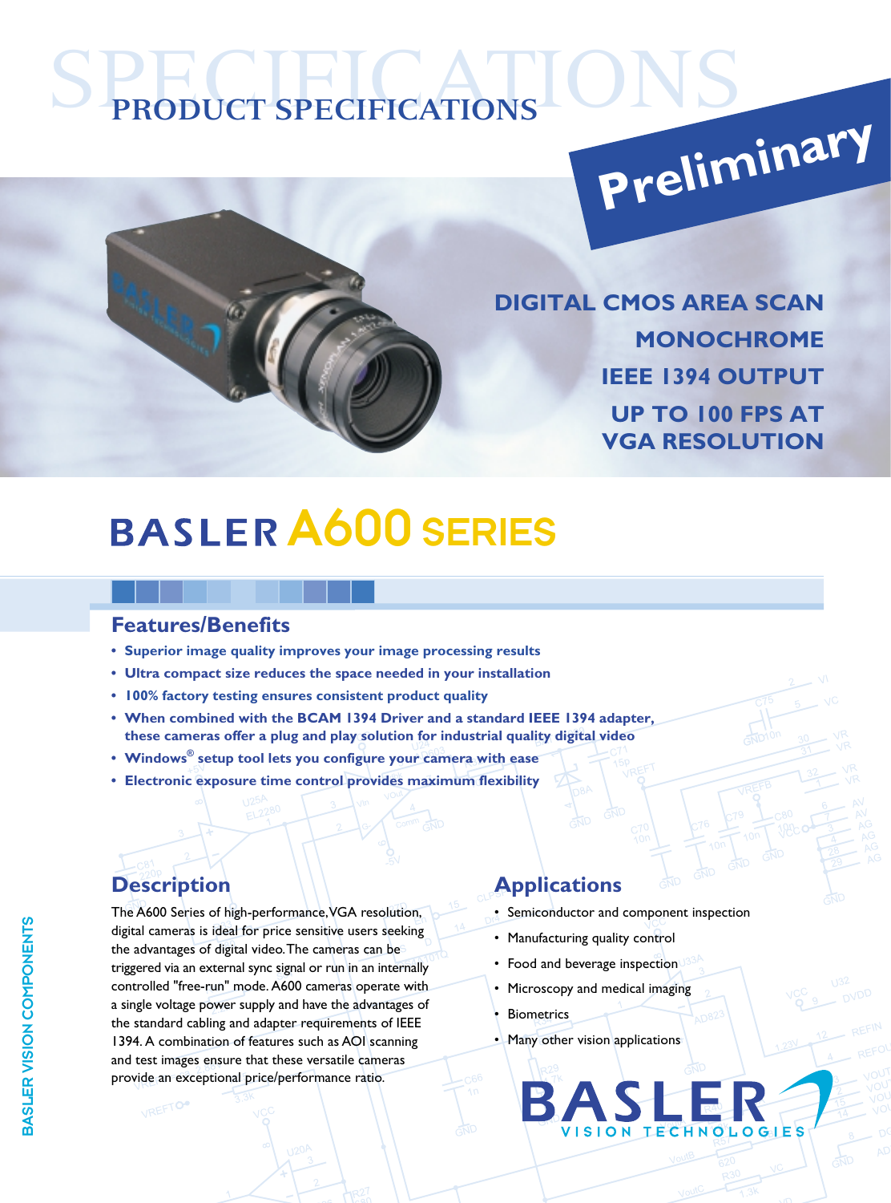# PRODUCT SPECIFICATIONS

**Preliminary**

**DIGITAL CMOS AREA SCAN**
**MONOCHROME**
**IEEE 1394 OUTPUT**
**UP TO 100 FPS AT VGA RESOLUTION**

# BASLER A600 SERIES

## Features/Benefits

- **Superior image quality improves your image processing results**
- **Ultra compact size reduces the space needed in your installation**
- **100% factory testing ensures consistent product quality**
- **When combined with the BCAM 1394 Driver and a standard IEEE 1394 adapter, these cameras offer a plug and play solution for industrial quality digital video**
- **Windows® setup tool lets you configure your camera with ease**
- **Electronic exposure time control provides maximum flexibility**

## Description

The A600 Series of high-performance, VGA resolution, digital cameras is ideal for price sensitive users seeking the advantages of digital video. The cameras can be triggered via an external sync signal or run in an internally controlled "free-run" mode. A600 cameras operate with a single voltage power supply and have the advantages of the standard cabling and adapter requirements of IEEE 1394. A combination of features such as AOI scanning and test images ensure that these versatile cameras provide an exceptional price/performance ratio.

## Applications

- Semiconductor and component inspection
- Manufacturing quality control
- Food and beverage inspection
- Microscopy and medical imaging
- Biometrics
- Many other vision applications

BASLER VISION TECHNOLOGIES

BASLER VISION COMPONENTS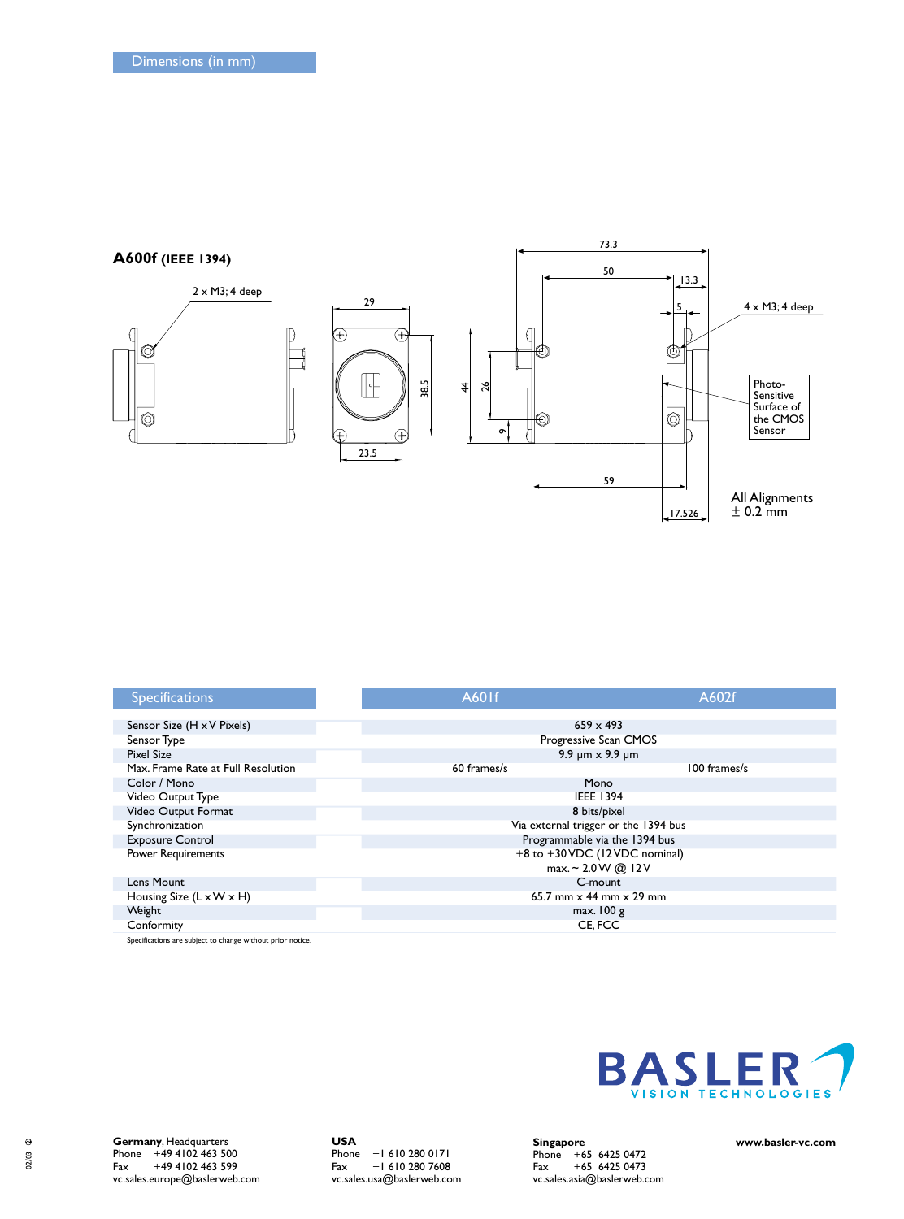## Dimensions (in mm)

### A600f (IEEE 1394)

2 x M3; 4 deep

29

38.5

23.5

73.3

50

13.3

5

4 x M3; 4 deep

44

26

9

Photo-Sensitive Surface of the CMOS Sensor

59

17.526

All Alignments ± 0.2 mm

| Specifications | A601f | A602f |
|---|---|---|
| Sensor Size (H x V Pixels) | 659 x 493 | |
| Sensor Type | Progressive Scan CMOS | |
| Pixel Size | 9.9 µm x 9.9 µm | |
| Max. Frame Rate at Full Resolution | 60 frames/s | 100 frames/s |
| Color / Mono | Mono | |
| Video Output Type | IEEE 1394 | |
| Video Output Format | 8 bits/pixel | |
| Synchronization | Via external trigger or the 1394 bus | |
| Exposure Control | Programmable via the 1394 bus | |
| Power Requirements | +8 to +30 VDC (12 VDC nominal) max. ~ 2.0 W @ 12 V | |
| Lens Mount | C-mount | |
| Housing Size (L x W x H) | 65.7 mm x 44 mm x 29 mm | |
| Weight | max. 100 g | |
| Conformity | CE, FCC | |

Specifications are subject to change without prior notice.

BASLER VISION TECHNOLOGIES

**Germany**, Headquarters
Phone +49 4102 463 500
Fax +49 4102 463 599
vc.sales.europe@baslerweb.com

**USA**
Phone +1 610 280 0171
Fax +1 610 280 7608
vc.sales.usa@baslerweb.com

**Singapore**
Phone +65 6425 0472
Fax +65 6425 0473
vc.sales.asia@baslerweb.com

**www.basler-vc.com**

02/03